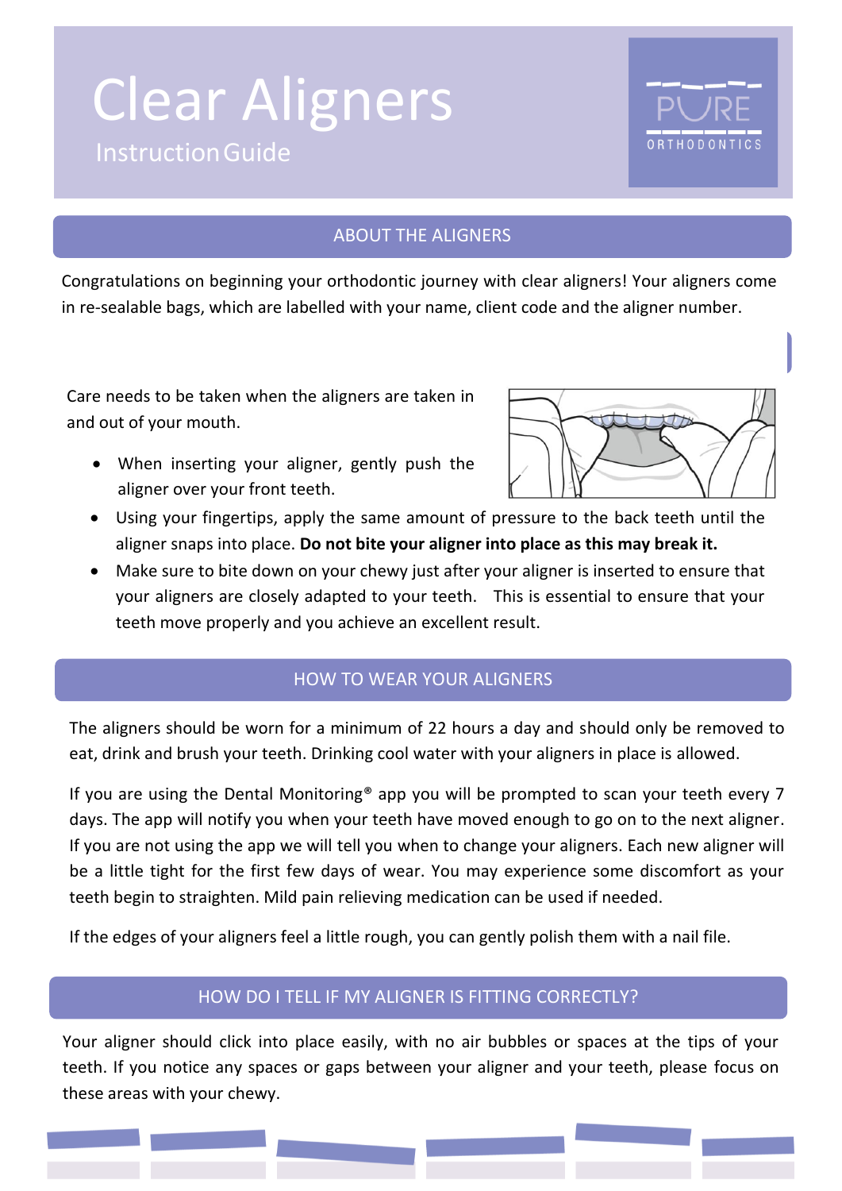# Clear Aligners

Instruction Guide

PURE ORTHODONTICS

## ABOUT THE ALIGNERS

Congratulations on beginning your orthodontic journey with clear aligners! Your aligners come in re-sealable bags, which are labelled with your name, client code and the aligner number.

Care needs to be taken when the aligners are taken in and out of your mouth.

- When inserting your aligner, gently push the aligner over your front teeth.
- Using your fingertips, apply the same amount of pressure to the back teeth until the aligner snaps into place. **Do not bite your aligner into place as this may break it.**
- Make sure to bite down on your chewy just after your aligner is inserted to ensure that your aligners are closely adapted to your teeth. This is essential to ensure that your teeth move properly and you achieve an excellent result.

## HOW TO WEAR YOUR ALIGNERS

The aligners should be worn for a minimum of 22 hours a day and should only be removed to eat, drink and brush your teeth. Drinking cool water with your aligners in place is allowed.

If you are using the Dental Monitoring® app you will be prompted to scan your teeth every 7 days. The app will notify you when your teeth have moved enough to go on to the next aligner. If you are not using the app we will tell you when to change your aligners. Each new aligner will be a little tight for the first few days of wear. You may experience some discomfort as your teeth begin to straighten. Mild pain relieving medication can be used if needed.

If the edges of your aligners feel a little rough, you can gently polish them with a nail file.

## HOW DO I TELL IF MY ALIGNER IS FITTING CORRECTLY?

Your aligner should click into place easily, with no air bubbles or spaces at the tips of your teeth. If you notice any spaces or gaps between your aligner and your teeth, please focus on these areas with your chewy.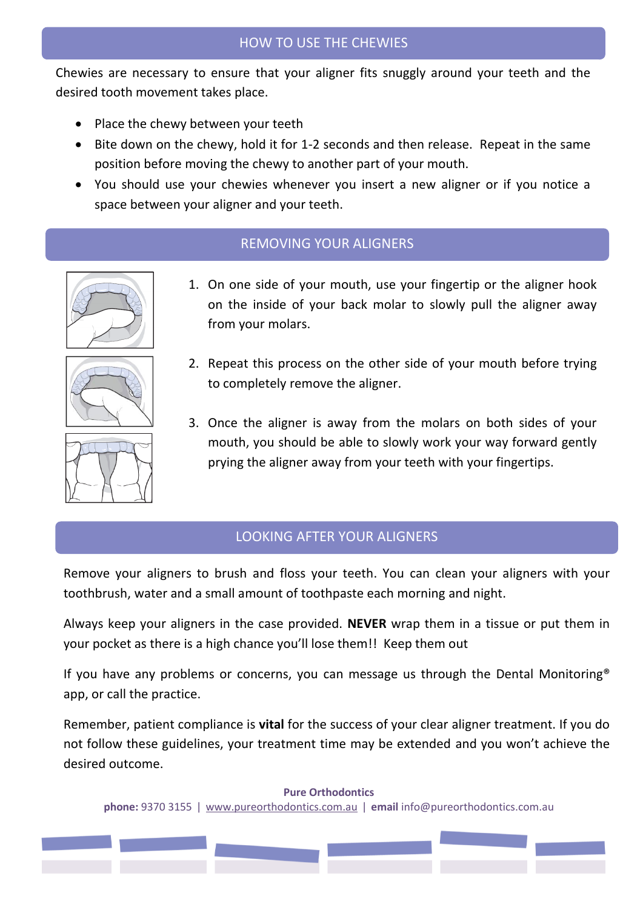## HOW TO USE THE CHEWIES

Chewies are necessary to ensure that your aligner fits snuggly around your teeth and the desired tooth movement takes place.

- Place the chewy between your teeth
- Bite down on the chewy, hold it for 1-2 seconds and then release. Repeat in the same position before moving the chewy to another part of your mouth.
- You should use your chewies whenever you insert a new aligner or if you notice a space between your aligner and your teeth.

## REMOVING YOUR ALIGNERS

1. On one side of your mouth, use your fingertip or the aligner hook on the inside of your back molar to slowly pull the aligner away from your molars.
2. Repeat this process on the other side of your mouth before trying to completely remove the aligner.
3. Once the aligner is away from the molars on both sides of your mouth, you should be able to slowly work your way forward gently prying the aligner away from your teeth with your fingertips.

## LOOKING AFTER YOUR ALIGNERS

Remove your aligners to brush and floss your teeth. You can clean your aligners with your toothbrush, water and a small amount of toothpaste each morning and night.

Always keep your aligners in the case provided. **NEVER** wrap them in a tissue or put them in your pocket as there is a high chance you'll lose them!! Keep them out

If you have any problems or concerns, you can message us through the Dental Monitoring® app, or call the practice.

Remember, patient compliance is **vital** for the success of your clear aligner treatment. If you do not follow these guidelines, your treatment time may be extended and you won't achieve the desired outcome.

**Pure Orthodontics**
**phone:** 9370 3155 | www.pureorthodontics.com.au | **email** info@pureorthodontics.com.au